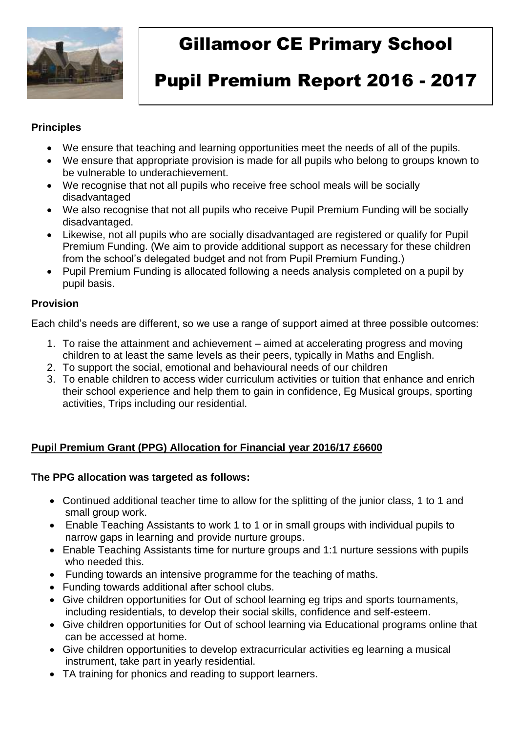# Gillamoor CE Primary School

# Pupil Premium Report 2016 - 2017

**Principles**

- We ensure that teaching and learning opportunities meet the needs of all of the pupils.
- We ensure that appropriate provision is made for all pupils who belong to groups known to be vulnerable to underachievement.
- We recognise that not all pupils who receive free school meals will be socially disadvantaged
- We also recognise that not all pupils who receive Pupil Premium Funding will be socially disadvantaged.
- Likewise, not all pupils who are socially disadvantaged are registered or qualify for Pupil Premium Funding. (We aim to provide additional support as necessary for these children from the school's delegated budget and not from Pupil Premium Funding.)
- Pupil Premium Funding is allocated following a needs analysis completed on a pupil by pupil basis.

**Provision**

Each child's needs are different, so we use a range of support aimed at three possible outcomes:

1. To raise the attainment and achievement – aimed at accelerating progress and moving children to at least the same levels as their peers, typically in Maths and English.
2. To support the social, emotional and behavioural needs of our children
3. To enable children to access wider curriculum activities or tuition that enhance and enrich their school experience and help them to gain in confidence, Eg Musical groups, sporting activities, Trips including our residential.

**Pupil Premium Grant (PPG) Allocation for Financial year 2016/17 £6600**

**The PPG allocation was targeted as follows:**

- Continued additional teacher time to allow for the splitting of the junior class, 1 to 1 and small group work.
- Enable Teaching Assistants to work 1 to 1 or in small groups with individual pupils to narrow gaps in learning and provide nurture groups.
- Enable Teaching Assistants time for nurture groups and 1:1 nurture sessions with pupils who needed this.
- Funding towards an intensive programme for the teaching of maths.
- Funding towards additional after school clubs.
- Give children opportunities for Out of school learning eg trips and sports tournaments, including residentials, to develop their social skills, confidence and self-esteem.
- Give children opportunities for Out of school learning via Educational programs online that can be accessed at home.
- Give children opportunities to develop extracurricular activities eg learning a musical instrument, take part in yearly residential.
- TA training for phonics and reading to support learners.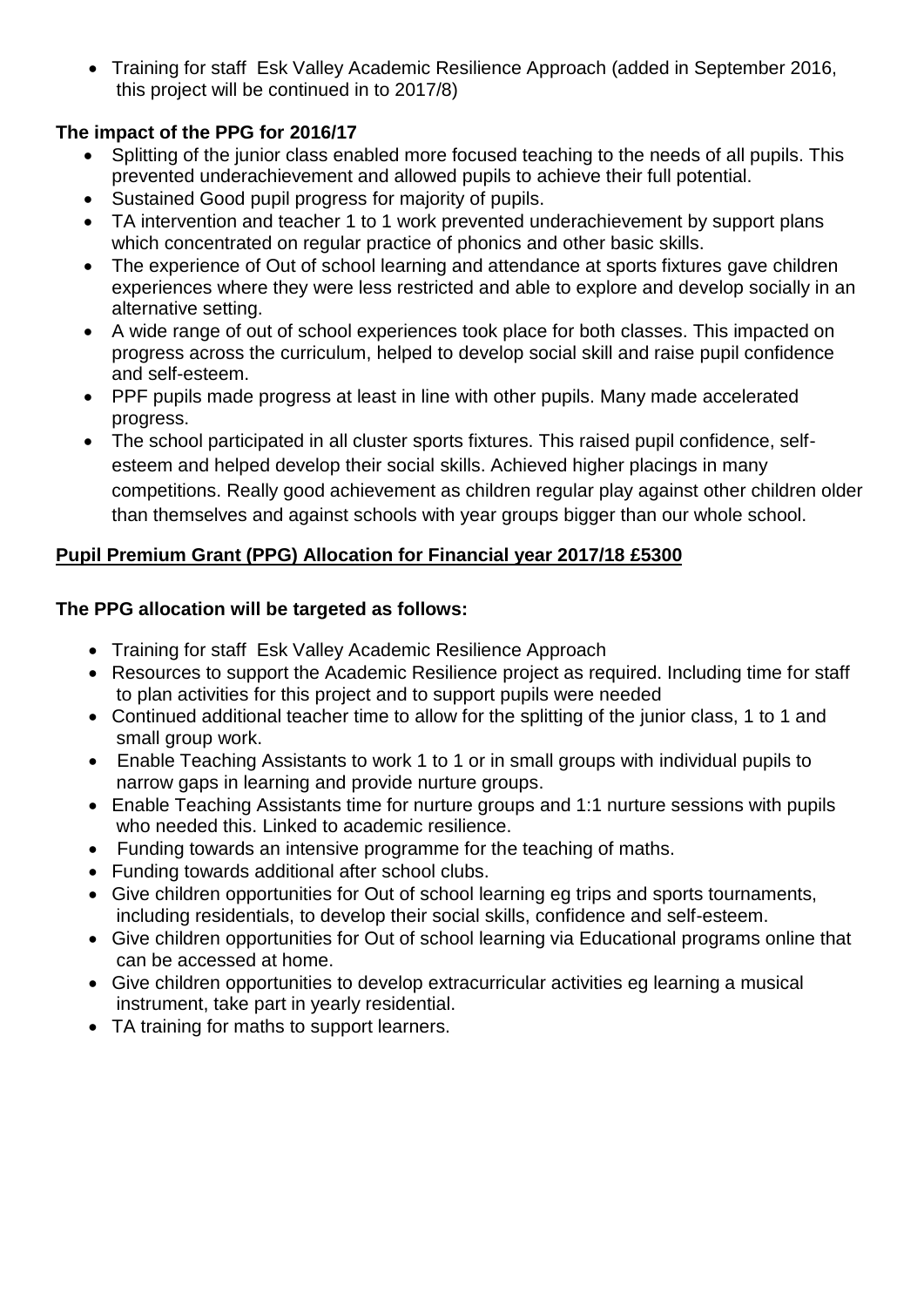- Training for staff Esk Valley Academic Resilience Approach (added in September 2016, this project will be continued in to 2017/8)

**The impact of the PPG for 2016/17**

- Splitting of the junior class enabled more focused teaching to the needs of all pupils. This prevented underachievement and allowed pupils to achieve their full potential.
- Sustained Good pupil progress for majority of pupils.
- TA intervention and teacher 1 to 1 work prevented underachievement by support plans which concentrated on regular practice of phonics and other basic skills.
- The experience of Out of school learning and attendance at sports fixtures gave children experiences where they were less restricted and able to explore and develop socially in an alternative setting.
- A wide range of out of school experiences took place for both classes. This impacted on progress across the curriculum, helped to develop social skill and raise pupil confidence and self-esteem.
- PPF pupils made progress at least in line with other pupils. Many made accelerated progress.
- The school participated in all cluster sports fixtures. This raised pupil confidence, self-esteem and helped develop their social skills. Achieved higher placings in many competitions. Really good achievement as children regular play against other children older than themselves and against schools with year groups bigger than our whole school.

**Pupil Premium Grant (PPG) Allocation for Financial year 2017/18 £5300**

**The PPG allocation will be targeted as follows:**

- Training for staff Esk Valley Academic Resilience Approach
- Resources to support the Academic Resilience project as required. Including time for staff to plan activities for this project and to support pupils were needed
- Continued additional teacher time to allow for the splitting of the junior class, 1 to 1 and small group work.
- Enable Teaching Assistants to work 1 to 1 or in small groups with individual pupils to narrow gaps in learning and provide nurture groups.
- Enable Teaching Assistants time for nurture groups and 1:1 nurture sessions with pupils who needed this. Linked to academic resilience.
- Funding towards an intensive programme for the teaching of maths.
- Funding towards additional after school clubs.
- Give children opportunities for Out of school learning eg trips and sports tournaments, including residentials, to develop their social skills, confidence and self-esteem.
- Give children opportunities for Out of school learning via Educational programs online that can be accessed at home.
- Give children opportunities to develop extracurricular activities eg learning a musical instrument, take part in yearly residential.
- TA training for maths to support learners.